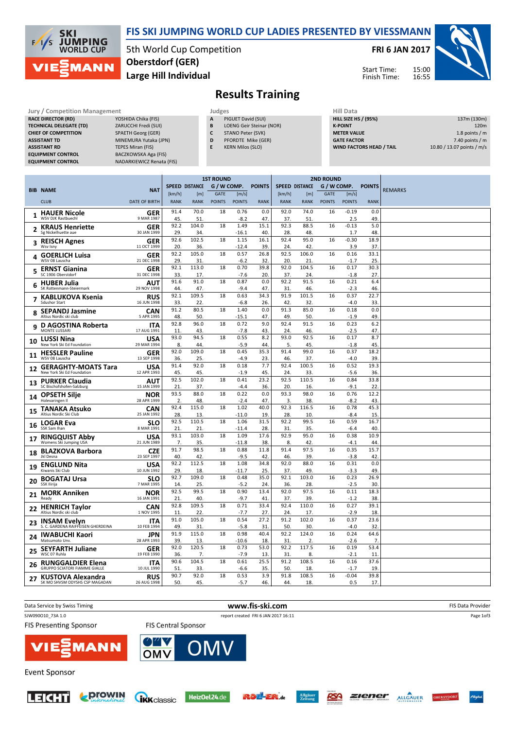# FIS SKI JUMPING WORLD CUP LADIES PRESENTED BY VIESSMANN

5th World Cup Competition
**Oberstdorf (GER)**
**Large Hill Individual**

**FRI 6 JAN 2017**

Start Time: 15:00
Finish Time: 16:55

## Results Training

| Jury / Competition Management | |
|---|---|
| RACE DIRECTOR (RD) | YOSHIDA Chika (FIS) |
| TECHNICAL DELEGATE (TD) | ZARUCCHI Fredi (SUI) |
| CHIEF OF COMPETITION | SPAETH Georg (GER) |
| ASSISTANT TD | MINEMURA Yutaka (JPN) |
| ASSISTANT RD | TEPES Miran (FIS) |
| EQUIPMENT CONTROL | BACZKOWSKA Aga (FIS) |
| EQUIPMENT CONTROL | NADARKIEWICZ Renata (FIS) |

| Judges | |
|---|---|
| A | PIGUET David (SUI) |
| B | LOENG Geir Steinar (NOR) |
| C | STANO Peter (SVK) |
| D | PFORDTE Mike (GER) |
| E | KERN Milos (SLO) |

| Hill Data | |
|---|---|
| HILL SIZE HS / (95%) | 137m (130m) |
| K-POINT | 120m |
| METER VALUE | 1.8 points / m |
| GATE FACTOR | 7.40 points / m |
| WIND FACTORS HEAD / TAIL | 10.80 / 13.07 points / m/s |

| BIB | NAME / CLUB | NAT / DATE OF BIRTH | 1st R. SPEED [km/h] / RANK | 1st R. DISTANCE [m] / RANK | 1st R. GATE / POINTS | 1st R. W/COMP. [m/s] / POINTS | 1st R. POINTS / RANK | 2nd R. SPEED [km/h] / RANK | 2nd R. DISTANCE [m] / RANK | 2nd R. GATE / POINTS | 2nd R. W/COMP. [m/s] / POINTS | 2nd R. POINTS / RANK | REMARKS |
|---|---|---|---|---|---|---|---|---|---|---|---|---|---|
| 1 | HAUER Nicole / WSV DJK Rastbuechl | GER / 9 MAR 1987 | 91.4 / 45. | 70.0 / 51. | 18 | 0.76 / -8.2 | 0.0 / 47. | 92.0 / 37. | 74.0 / 51. | 16 | -0.19 / 2.5 | 0.0 / 49. | |
| 2 | KRAUS Henriette / Sg Nickelhuette aue | GER / 30 JAN 1999 | 92.2 / 29. | 104.0 / 34. | 18 | 1.49 / -16.1 | 15.1 / 40. | 92.3 / 28. | 88.5 / 48. | 16 | -0.13 / 1.7 | 5.0 / 48. | |
| 3 | REISCH Agnes / Wsv Isny | GER / 11 OCT 1999 | 92.6 / 20. | 102.5 / 36. | 18 | 1.15 / -12.4 | 16.1 / 39. | 92.4 / 24. | 95.0 / 42. | 16 | -0.30 / 3.9 | 18.9 / 37. | |
| 4 | GOERLICH Luisa / WSV 08 Lauscha | GER / 21 DEC 1998 | 92.2 / 29. | 105.0 / 31. | 18 | 0.57 / -6.2 | 26.8 / 32. | 92.5 / 20. | 106.0 / 21. | 16 | 0.16 / -1.7 | 33.1 / 25. | |
| 5 | ERNST Gianina / SC 1906 Oberstdorf | GER / 31 DEC 1998 | 92.1 / 33. | 113.0 / 17. | 18 | 0.70 / -7.6 | 39.8 / 20. | 92.0 / 37. | 104.5 / 24. | 16 | 0.17 / -1.8 | 30.3 / 27. | |
| 6 | HUBER Julia / SK Rottenmann-Steiermark | AUT / 29 NOV 1998 | 91.6 / 44. | 91.0 / 47. | 18 | 0.87 / -9.4 | 0.0 / 47. | 92.2 / 31. | 91.5 / 46. | 16 | 0.21 / -2.3 | 6.4 / 46. | |
| 7 | KABLUKOVA Ksenia / Sdushor Start | RUS / 16 JUN 1998 | 92.1 / 33. | 109.5 / 22. | 18 | 0.63 / -6.8 | 34.3 / 26. | 91.9 / 42. | 101.5 / 32. | 16 | 0.37 / -4.0 | 22.7 / 33. | |
| 8 | SEPANDJ Jasmine / Altius Nordic ski club | CAN / 5 APR 1995 | 91.2 / 48. | 80.5 / 50. | 18 | 1.40 / -15.1 | 0.0 / 47. | 91.3 / 49. | 85.0 / 50. | 16 | 0.18 / -1.9 | 0.0 / 49. | |
| 9 | D AGOSTINA Roberta / MONTE LUSSARI | ITA / 17 AUG 1991 | 92.8 / 11. | 96.0 / 43. | 18 | 0.72 / -7.8 | 9.0 / 43. | 92.4 / 24. | 91.5 / 46. | 16 | 0.23 / -2.5 | 6.2 / 47. | |
| 10 | LUSSI Nina / New York Ski Ed Foundation | USA / 29 MAR 1994 | 93.0 / 8. | 94.5 / 44. | 18 | 0.55 / -5.9 | 8.2 / 44. | 93.0 / 5. | 92.5 / 45. | 16 | 0.17 / -1.8 | 8.7 / 45. | |
| 11 | HESSLER Pauline / WSV 08 Lauscha | GER / 13 SEP 1998 | 92.0 / 36. | 109.0 / 25. | 18 | 0.45 / -4.9 | 35.3 / 23. | 91.4 / 46. | 99.0 / 37. | 16 | 0.37 / -4.0 | 18.2 / 39. | |
| 12 | GERAGHTY-MOATS Tara / New York Ski Ed Foundation | USA / 12 APR 1993 | 91.4 / 45. | 92.0 / 45. | 18 | 0.18 / -1.9 | 7.7 / 45. | 92.4 / 24. | 100.5 / 33. | 16 | 0.52 / -5.6 | 19.3 / 36. | |
| 13 | PURKER Claudia / SC Bischofshofen-Salzburg | AUT / 15 JAN 1999 | 92.5 / 21. | 102.0 / 37. | 18 | 0.41 / -4.4 | 23.2 / 36. | 92.5 / 20. | 110.5 / 16. | 16 | 0.84 / -9.1 | 33.8 / 22. | |
| 14 | OPSETH Silje / Holevaringen Il | NOR / 28 APR 1999 | 93.5 / 2. | 88.0 / 48. | 18 | 0.22 / -2.4 | 0.0 / 47. | 93.3 / 3. | 98.0 / 38. | 16 | 0.76 / -8.2 | 12.2 / 43. | |
| 15 | TANAKA Atsuko / Altius Nordic Ski Club | CAN / 25 JAN 1992 | 92.4 / 28. | 115.0 / 13. | 18 | 1.02 / -11.0 | 40.0 / 19. | 92.3 / 28. | 116.5 / 10. | 16 | 0.78 / -8.4 | 45.3 / 15. | |
| 16 | LOGAR Eva / SSK Sam Ihan | SLO / 8 MAR 1991 | 92.5 / 21. | 110.5 / 21. | 18 | 1.06 / -11.4 | 31.5 / 28. | 92.2 / 31. | 99.5 / 35. | 16 | 0.59 / -6.4 | 16.7 / 40. | |
| 17 | RINGQUIST Abby / Womens Ski Jumping USA | USA / 21 JUN 1989 | 93.1 / 7. | 103.0 / 35. | 18 | 1.09 / -11.8 | 17.6 / 38. | 92.9 / 8. | 95.0 / 42. | 16 | 0.38 / -4.1 | 10.9 / 44. | |
| 18 | BLAZKOVA Barbora / Jkl Desna | CZE / 23 SEP 1997 | 91.7 / 40. | 98.5 / 42. | 18 | 0.88 / -9.5 | 11.8 / 42. | 91.4 / 46. | 97.5 / 39. | 16 | 0.35 / -3.8 | 15.7 / 42. | |
| 19 | ENGLUND Nita / Kiwanis Ski Club | USA / 10 JUN 1992 | 92.2 / 29. | 112.5 / 18. | 18 | 1.08 / -11.7 | 34.8 / 25. | 92.0 / 37. | 88.0 / 49. | 16 | 0.31 / -3.3 | 0.0 / 49. | |
| 20 | BOGATAJ Ursa / SSK Ilirija | SLO / 7 MAR 1995 | 92.7 / 14. | 109.0 / 25. | 18 | 0.48 / -5.2 | 35.0 / 24. | 92.1 / 36. | 103.0 / 28. | 16 | 0.23 / -2.5 | 26.9 / 30. | |
| 21 | MORK Anniken / Ready | NOR / 16 JAN 1991 | 92.5 / 21. | 99.5 / 40. | 18 | 0.90 / -9.7 | 13.4 / 41. | 92.0 / 37. | 97.5 / 39. | 16 | 0.11 / -1.2 | 18.3 / 38. | |
| 22 | HENRICH Taylor / Altius Nordic ski club | CAN / 1 NOV 1995 | 92.8 / 11. | 109.5 / 22. | 18 | 0.71 / -7.7 | 33.4 / 27. | 92.4 / 24. | 110.0 / 17. | 16 | 0.27 / -2.9 | 39.1 / 18. | |
| 23 | INSAM Evelyn / S. C. GARDENA RAIFFEISEN GHERDEINA | ITA / 10 FEB 1994 | 91.0 / 49. | 105.0 / 31. | 18 | 0.54 / -5.8 | 27.2 / 31. | 91.2 / 50. | 102.0 / 30. | 16 | 0.37 / -4.0 | 23.6 / 32. | |
| 24 | IWABUCHI Kaori / Matsumoto Unv. | JPN / 28 APR 1993 | 91.9 / 39. | 115.0 / 13. | 18 | 0.98 / -10.6 | 40.4 / 18. | 92.2 / 31. | 124.0 / 2. | 16 | 0.24 / -2.6 | 64.6 / 7. | |
| 25 | SEYFARTH Juliane / WSC 07 Ruhla | GER / 19 FEB 1990 | 92.0 / 36. | 120.5 / 7. | 18 | 0.73 / -7.9 | 53.0 / 13. | 92.2 / 31. | 117.5 / 8. | 16 | 0.19 / -2.1 | 53.4 / 11. | |
| 26 | RUNGGALDIER Elena / GRUPPO SCIATORI FIAMME GIALLE | ITA / 10 JUL 1990 | 90.6 / 51. | 104.5 / 33. | 18 | 0.61 / -6.6 | 25.5 / 35. | 91.2 / 50. | 108.5 / 18. | 16 | 0.16 / -1.7 | 37.6 / 19. | |
| 27 | KUSTOVA Alexandra / SK MO SHVSM ODYSHS CSP MAGADAN | RUS / 26 AUG 1998 | 90.7 / 50. | 92.0 / 45. | 18 | 0.53 / -5.7 | 3.9 / 46. | 91.8 / 44. | 108.5 / 18. | 16 | -0.04 / 0.5 | 39.8 / 17. | |

Data Service by Swiss Timing | www.fis-ski.com | FIS Data Provider

SJW090O10_73A 1.0 | report created FRI 6 JAN 2017 16:11

FIS Presenting Sponsor: VIESSMANN
FIS Central Sponsor: OMV

Event Sponsor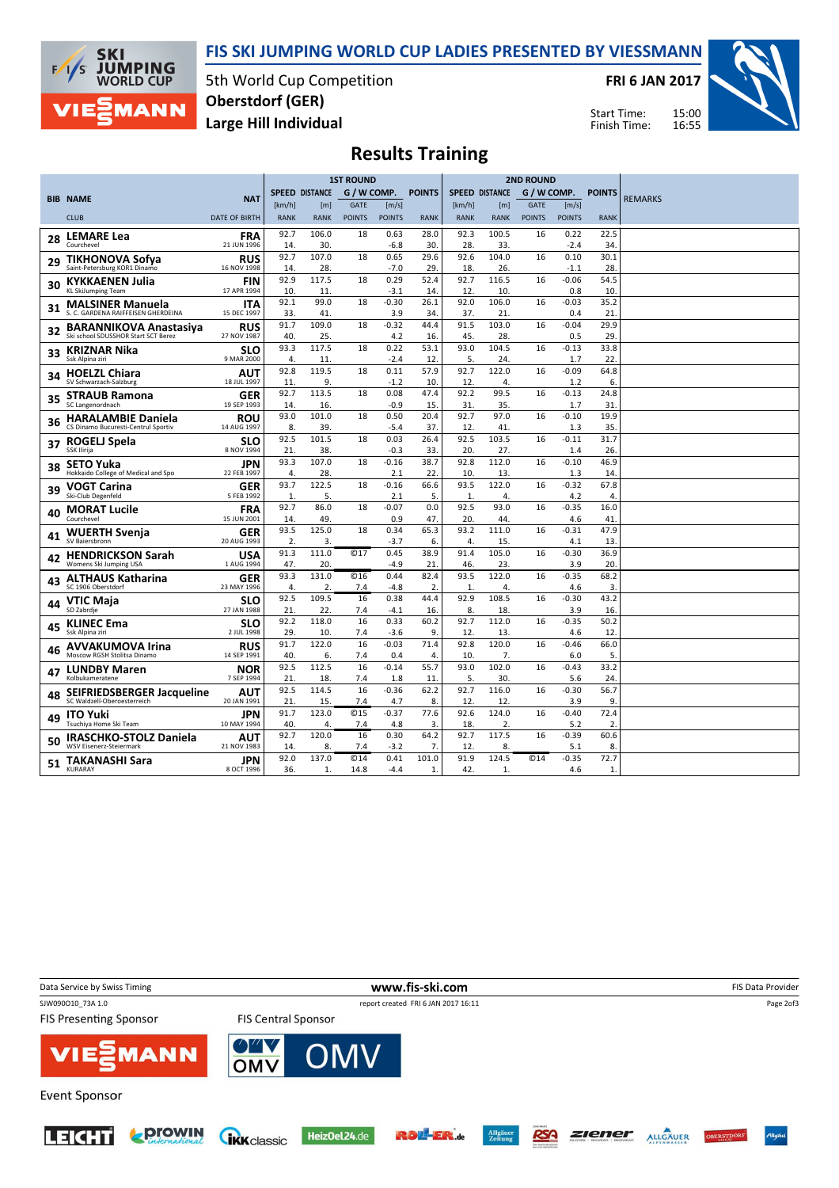# FIS SKI JUMPING WORLD CUP LADIES PRESENTED BY VIESSMANN

5th World Cup Competition
**Oberstdorf (GER)**
**Large Hill Individual**

**FRI 6 JAN 2017**

Start Time: 15:00
Finish Time: 16:55

## Results Training

| BIB | NAME / CLUB | NAT / DATE OF BIRTH | 1ST ROUND SPEED [km/h] / RANK | DISTANCE [m] / RANK | GATE / POINTS | [m/s] / POINTS | POINTS / RANK | 2ND ROUND SPEED [km/h] / RANK | DISTANCE [m] / RANK | GATE / POINTS | [m/s] / POINTS | POINTS / RANK | REMARKS |
|---|---|---|---|---|---|---|---|---|---|---|---|---|---|
| 28 | LEMARE Lea<br>Courchevel | FRA<br>21 JUN 1996 | 92.7<br>14. | 106.0<br>30. | 18 | 0.63<br>-6.8 | 28.0<br>30. | 92.3<br>28. | 100.5<br>33. | 16 | 0.22<br>-2.4 | 22.5<br>34. | |
| 29 | TIKHONOVA Sofya<br>Saint-Petersburg KOR1 Dinamo | RUS<br>16 NOV 1998 | 92.7<br>14. | 107.0<br>28. | 18 | 0.65<br>-7.0 | 29.6<br>29. | 92.6<br>18. | 104.0<br>26. | 16 | 0.10<br>-1.1 | 30.1<br>28. | |
| 30 | KYKKAENEN Julia<br>KL SkiJumping Team | FIN<br>17 APR 1994 | 92.9<br>10. | 117.5<br>11. | 18 | 0.29<br>-3.1 | 52.4<br>14. | 92.7<br>12. | 116.5<br>10. | 16 | -0.06<br>0.8 | 54.5<br>10. | |
| 31 | MALSINER Manuela<br>S. C. GARDENA RAIFFEISEN GHERDEINA | ITA<br>15 DEC 1997 | 92.1<br>33. | 99.0<br>41. | 18 | -0.30<br>3.9 | 26.1<br>34. | 92.0<br>37. | 106.0<br>21. | 16 | -0.03<br>0.4 | 35.2<br>21. | |
| 32 | BARANNIKOVA Anastasiya<br>Ski school SDUSSHOR Start SCT Berez | RUS<br>27 NOV 1987 | 91.7<br>40. | 109.0<br>25. | 18 | -0.32<br>4.2 | 44.4<br>16. | 91.5<br>45. | 103.0<br>28. | 16 | -0.04<br>0.5 | 29.9<br>29. | |
| 33 | KRIZNAR Nika<br>Ssk Alpina ziri | SLO<br>9 MAR 2000 | 93.3<br>4. | 117.5<br>11. | 18 | 0.22<br>-2.4 | 53.1<br>12. | 93.0<br>5. | 104.5<br>24. | 16 | -0.13<br>1.7 | 33.8<br>22. | |
| 34 | HOELZL Chiara<br>SV Schwarzach-Salzburg | AUT<br>18 JUL 1997 | 92.8<br>11. | 119.5<br>9. | 18 | 0.11<br>-1.2 | 57.9<br>10. | 92.7<br>12. | 122.0<br>4. | 16 | -0.09<br>1.2 | 64.8<br>6. | |
| 35 | STRAUB Ramona<br>SC Langenordnach | GER<br>19 SEP 1993 | 92.7<br>14. | 113.5<br>16. | 18 | 0.08<br>-0.9 | 47.4<br>15. | 92.2<br>31. | 99.5<br>35. | 16 | -0.13<br>1.7 | 24.8<br>31. | |
| 36 | HARALAMBIE Daniela<br>CS Dinamo Bucuresti-Centrul Sportiv | ROU<br>14 AUG 1997 | 93.0<br>8. | 101.0<br>39. | 18 | 0.50<br>-5.4 | 20.4<br>37. | 92.7<br>12. | 97.0<br>41. | 16 | -0.10<br>1.3 | 19.9<br>35. | |
| 37 | ROGELJ Spela<br>SSK Ilirija | SLO<br>8 NOV 1994 | 92.5<br>21. | 101.5<br>38. | 18 | 0.03<br>-0.3 | 26.4<br>33. | 92.5<br>20. | 103.5<br>27. | 16 | -0.11<br>1.4 | 31.7<br>26. | |
| 38 | SETO Yuka<br>Hokkaido College of Medical and Spo | JPN<br>22 FEB 1997 | 93.3<br>4. | 107.0<br>28. | 18 | -0.16<br>2.1 | 38.7<br>22. | 92.8<br>10. | 112.0<br>13. | 16 | -0.10<br>1.3 | 46.9<br>14. | |
| 39 | VOGT Carina<br>Ski-Club Degenfeld | GER<br>5 FEB 1992 | 93.7<br>1. | 122.5<br>5. | 18 | -0.16<br>2.1 | 66.6<br>5. | 93.5<br>1. | 122.0<br>4. | 16 | -0.32<br>4.2 | 67.8<br>4. | |
| 40 | MORAT Lucile<br>Courchevel | FRA<br>15 JUN 2001 | 92.7<br>14. | 86.0<br>49. | 18 | -0.07<br>0.9 | 0.0<br>47. | 92.5<br>20. | 93.0<br>44. | 16 | -0.35<br>4.6 | 16.0<br>41. | |
| 41 | WUERTH Svenja<br>SV Baiersbronn | GER<br>20 AUG 1993 | 93.5<br>2. | 125.0<br>3. | 18 | 0.34<br>-3.7 | 65.3<br>6. | 93.2<br>4. | 111.0<br>15. | 16 | -0.31<br>4.1 | 47.9<br>13. | |
| 42 | HENDRICKSON Sarah<br>Womens Ski Jumping USA | USA<br>1 AUG 1994 | 91.3<br>47. | 111.0<br>20. | ©17 | 0.45<br>-4.9 | 38.9<br>21. | 91.4<br>46. | 105.0<br>23. | 16 | -0.30<br>3.9 | 36.9<br>20. | |
| 43 | ALTHAUS Katharina<br>SC 1906 Oberstdorf | GER<br>23 MAY 1996 | 93.3<br>4. | 131.0<br>2. | ©16<br>7.4 | 0.44<br>-4.8 | 82.4<br>2. | 93.5<br>1. | 122.0<br>4. | 16 | -0.35<br>4.6 | 68.2<br>3. | |
| 44 | VTIC Maja<br>SD Zabrdje | SLO<br>27 JAN 1988 | 92.5<br>21. | 109.5<br>22. | 16<br>7.4 | 0.38<br>-4.1 | 44.4<br>16. | 92.9<br>8. | 108.5<br>18. | 16 | -0.30<br>3.9 | 43.2<br>16. | |
| 45 | KLINEC Ema<br>Ssk Alpina ziri | SLO<br>2 JUL 1998 | 92.2<br>29. | 118.0<br>10. | 16<br>7.4 | 0.33<br>-3.6 | 60.2<br>9. | 92.7<br>12. | 112.0<br>13. | 16 | -0.35<br>4.6 | 50.2<br>12. | |
| 46 | AVVAKUMOVA Irina<br>Moscow RGSH Stolitsa Dinamo | RUS<br>14 SEP 1991 | 91.7<br>40. | 122.0<br>6. | 16<br>7.4 | -0.03<br>0.4 | 71.4<br>4. | 92.8<br>10. | 120.0<br>7. | 16 | -0.46<br>6.0 | 66.0<br>5. | |
| 47 | LUNDBY Maren<br>Kolbukameratene | NOR<br>7 SEP 1994 | 92.5<br>21. | 112.5<br>18. | 16<br>7.4 | -0.14<br>1.8 | 55.7<br>11. | 93.0<br>5. | 102.0<br>30. | 16 | -0.43<br>5.6 | 33.2<br>24. | |
| 48 | SEIFRIEDSBERGER Jacqueline<br>SC Waldzell-Oberoesterreich | AUT<br>20 JAN 1991 | 92.5<br>21. | 114.5<br>15. | 16<br>7.4 | -0.36<br>4.7 | 62.2<br>8. | 92.7<br>12. | 116.0<br>12. | 16 | -0.30<br>3.9 | 56.7<br>9. | |
| 49 | ITO Yuki<br>Tsuchiya Home Ski Team | JPN<br>10 MAY 1994 | 91.7<br>40. | 123.0<br>4. | ©15<br>7.4 | -0.37<br>4.8 | 77.6<br>3. | 92.6<br>18. | 124.0<br>2. | 16 | -0.40<br>5.2 | 72.4<br>2. | |
| 50 | IRASCHKO-STOLZ Daniela<br>WSV Eisenerz-Steiermark | AUT<br>21 NOV 1983 | 92.7<br>14. | 120.0<br>8. | 16<br>7.4 | 0.30<br>-3.2 | 64.2<br>7. | 92.7<br>12. | 117.5<br>8. | 16 | -0.39<br>5.1 | 60.6<br>8. | |
| 51 | TAKANASHI Sara<br>KURARAY | JPN<br>8 OCT 1996 | 92.0<br>36. | 137.0<br>1. | ©14<br>14.8 | 0.41<br>-4.4 | 101.0<br>1. | 91.9<br>42. | 124.5<br>1. | ©14 | -0.35<br>4.6 | 72.7<br>1. | |

Data Service by Swiss Timing — www.fis-ski.com — FIS Data Provider

SJW090O10_73A 1.0 — report created FRI 6 JAN 2017 16:11

FIS Presenting Sponsor: VIESSMANN — FIS Central Sponsor: OMV

Event Sponsor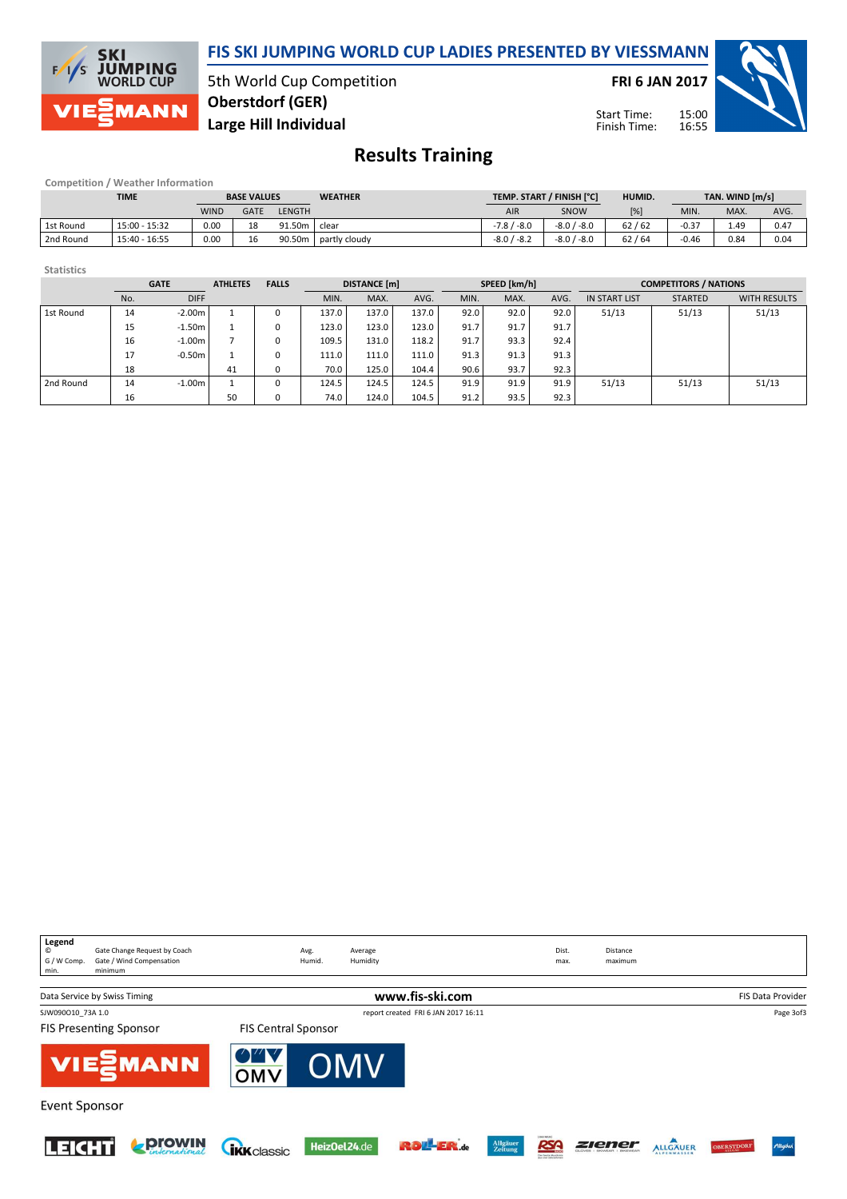# FIS SKI JUMPING WORLD CUP LADIES PRESENTED BY VIESSMANN

5th World Cup Competition
**Oberstdorf (GER)**
**Large Hill Individual**

**FRI 6 JAN 2017**

Start Time: 15:00
Finish Time: 16:55

## Results Training

Competition / Weather Information

| | TIME | BASE VALUES | | | WEATHER | TEMP. START / FINISH [°C] | | HUMID. | TAN. WIND [m/s] | | |
|---|---|---|---|---|---|---|---|---|---|---|---|
| | | WIND | GATE | LENGTH | | AIR | SNOW | [%] | MIN. | MAX. | AVG. |
| 1st Round | 15:00 - 15:32 | 0.00 | 18 | 91.50m | clear | -7.8 / -8.0 | -8.0 / -8.0 | 62 / 62 | -0.37 | 1.49 | 0.47 |
| 2nd Round | 15:40 - 16:55 | 0.00 | 16 | 90.50m | partly cloudy | -8.0 / -8.2 | -8.0 / -8.0 | 62 / 64 | -0.46 | 0.84 | 0.04 |

Statistics

| | GATE | | ATHLETES | FALLS | DISTANCE [m] | | | SPEED [km/h] | | | COMPETITORS / NATIONS | | |
|---|---|---|---|---|---|---|---|---|---|---|---|---|---|
| | No. | DIFF | | | MIN. | MAX. | AVG. | MIN. | MAX. | AVG. | IN START LIST | STARTED | WITH RESULTS |
| 1st Round | 14 | -2.00m | 1 | 0 | 137.0 | 137.0 | 137.0 | 92.0 | 92.0 | 92.0 | 51/13 | 51/13 | 51/13 |
| | 15 | -1.50m | 1 | 0 | 123.0 | 123.0 | 123.0 | 91.7 | 91.7 | 91.7 | | | |
| | 16 | -1.00m | 7 | 0 | 109.5 | 131.0 | 118.2 | 91.7 | 93.3 | 92.4 | | | |
| | 17 | -0.50m | 1 | 0 | 111.0 | 111.0 | 111.0 | 91.3 | 91.3 | 91.3 | | | |
| | 18 | | 41 | 0 | 70.0 | 125.0 | 104.4 | 90.6 | 93.7 | 92.3 | | | |
| 2nd Round | 14 | -1.00m | 1 | 0 | 124.5 | 124.5 | 124.5 | 91.9 | 91.9 | 91.9 | 51/13 | 51/13 | 51/13 |
| | 16 | | 50 | 0 | 74.0 | 124.0 | 104.5 | 91.2 | 93.5 | 92.3 | | | |

**Legend**

| | | | | | |
|---|---|---|---|---|---|
| © | Gate Change Request by Coach | Avg. | Average | Dist. | Distance |
| G / W Comp. | Gate / Wind Compensation | Humid. | Humidity | max. | maximum |
| min. | minimum | | | | |

Data Service by Swiss Timing — www.fis-ski.com — FIS Data Provider

SJW090O10_73A 1.0 — report created FRI 6 JAN 2017 16:11

FIS Presenting Sponsor — FIS Central Sponsor

Event Sponsor